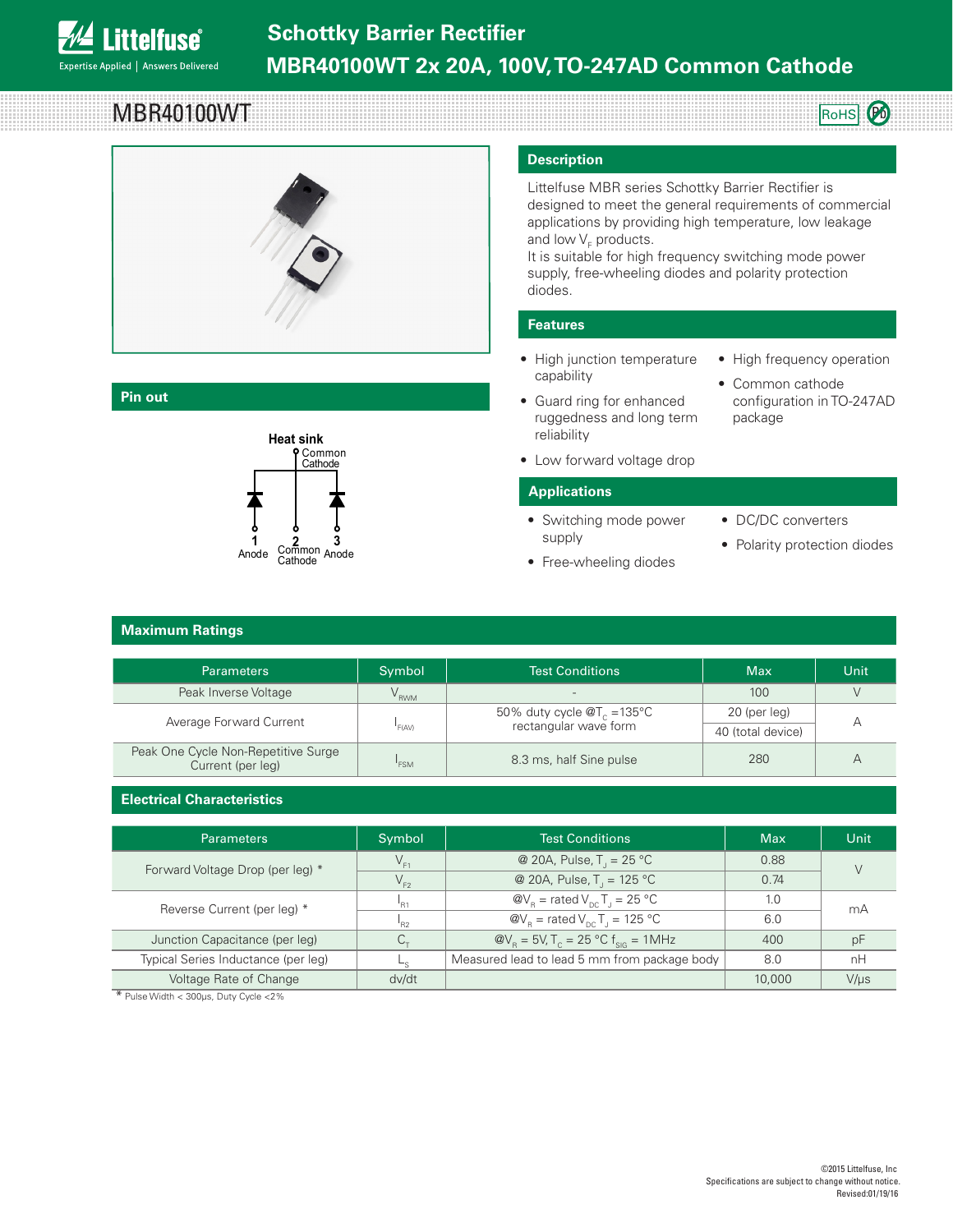# Schottky Barrier Rectifier

# MBR40100WT 2x 20A, 100V, TO-247AD Common Cathode

## MBR40100WT

RoHS Pb

## Pin out

Heat sink
Common Cathode

1 Anode
2 Common Cathode
3 Anode

## Description

Littelfuse MBR series Schottky Barrier Rectifier is designed to meet the general requirements of commercial applications by providing high temperature, low leakage and low $V_F$ products.

It is suitable for high frequency switching mode power supply, free-wheeling diodes and polarity protection diodes.

## Features

- High junction temperature capability
- Guard ring for enhanced ruggedness and long term reliability
- Low forward voltage drop
- High frequency operation
- Common cathode configuration in TO-247AD package

## Applications

- Switching mode power supply
- Free-wheeling diodes
- DC/DC converters
- Polarity protection diodes

## Maximum Ratings

| Parameters | Symbol | Test Conditions | Max | Unit |
|---|---|---|---|---|
| Peak Inverse Voltage | $V_{RWM}$ | - | 100 | V |
| Average Forward Current | $I_{F(AV)}$ | 50% duty cycle @$T_C$ =135°C rectangular wave form | 20 (per leg) | A |
| | | | 40 (total device) | |
| Peak One Cycle Non-Repetitive Surge Current (per leg) | $I_{FSM}$ | 8.3 ms, half Sine pulse | 280 | A |

## Electrical Characteristics

| Parameters | Symbol | Test Conditions | Max | Unit |
|---|---|---|---|---|
| Forward Voltage Drop (per leg) * | $V_{F1}$ | @ 20A, Pulse, $T_J$ = 25 °C | 0.88 | V |
| | $V_{F2}$ | @ 20A, Pulse, $T_J$ = 125 °C | 0.74 | |
| Reverse Current (per leg) * | $I_{R1}$ | @$V_R$ = rated $V_{DC}$ $T_J$ = 25 °C | 1.0 | mA |
| | $I_{R2}$ | @$V_R$ = rated $V_{DC}$ $T_J$ = 125 °C | 6.0 | |
| Junction Capacitance (per leg) | $C_T$ | @$V_R$ = 5V, $T_C$ = 25 °C $f_{SIG}$ = 1MHz | 400 | pF |
| Typical Series Inductance (per leg) | $L_S$ | Measured lead to lead 5 mm from package body | 8.0 | nH |
| Voltage Rate of Change | dv/dt | | 10,000 | V/µs |

\* Pulse Width < 300µs, Duty Cycle <2%

©2015 Littelfuse, Inc
Specifications are subject to change without notice.
Revised:01/19/16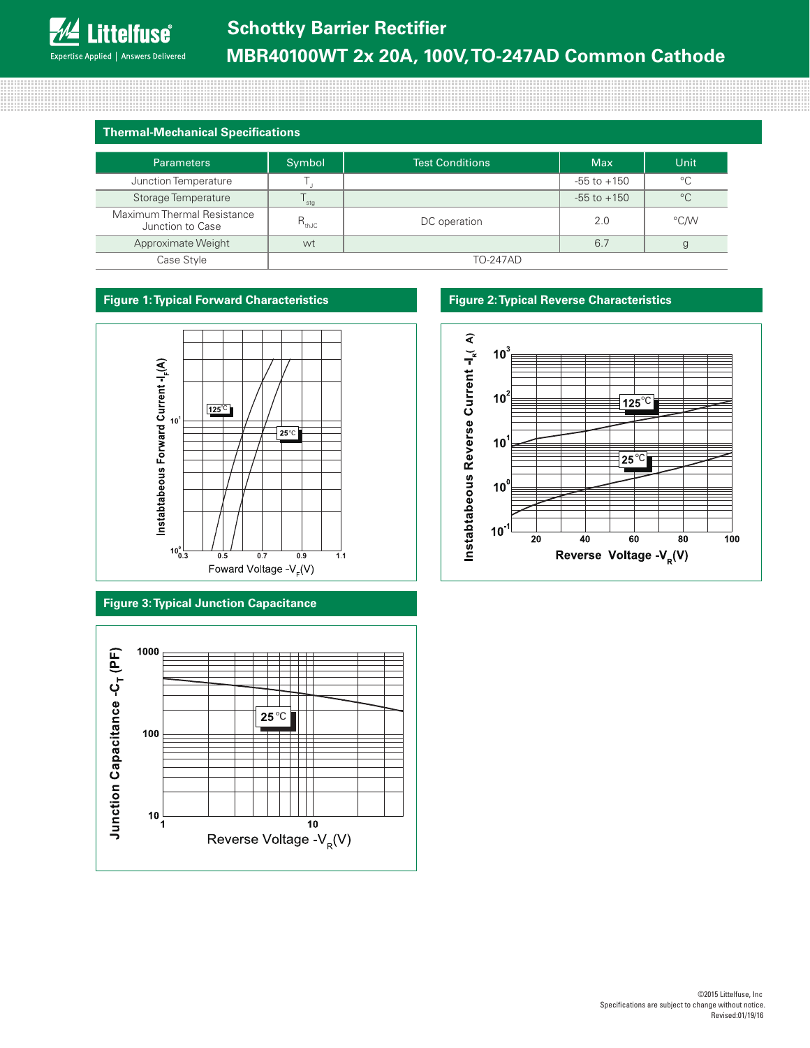## Thermal-Mechanical Specifications

| Parameters | Symbol | Test Conditions | Max | Unit |
|---|---|---|---|---|
| Junction Temperature | $T_J$ | | -55 to +150 | °C |
| Storage Temperature | $T_{stg}$ | | -55 to +150 | °C |
| Maximum Thermal Resistance Junction to Case | $R_{thJC}$ | DC operation | 2.0 | °C/W |
| Approximate Weight | wt | | 6.7 | g |
| Case Style | TO-247AD | | | |

## Figure 1: Typical Forward Characteristics

## Figure 2: Typical Reverse Characteristics

## Figure 3: Typical Junction Capacitance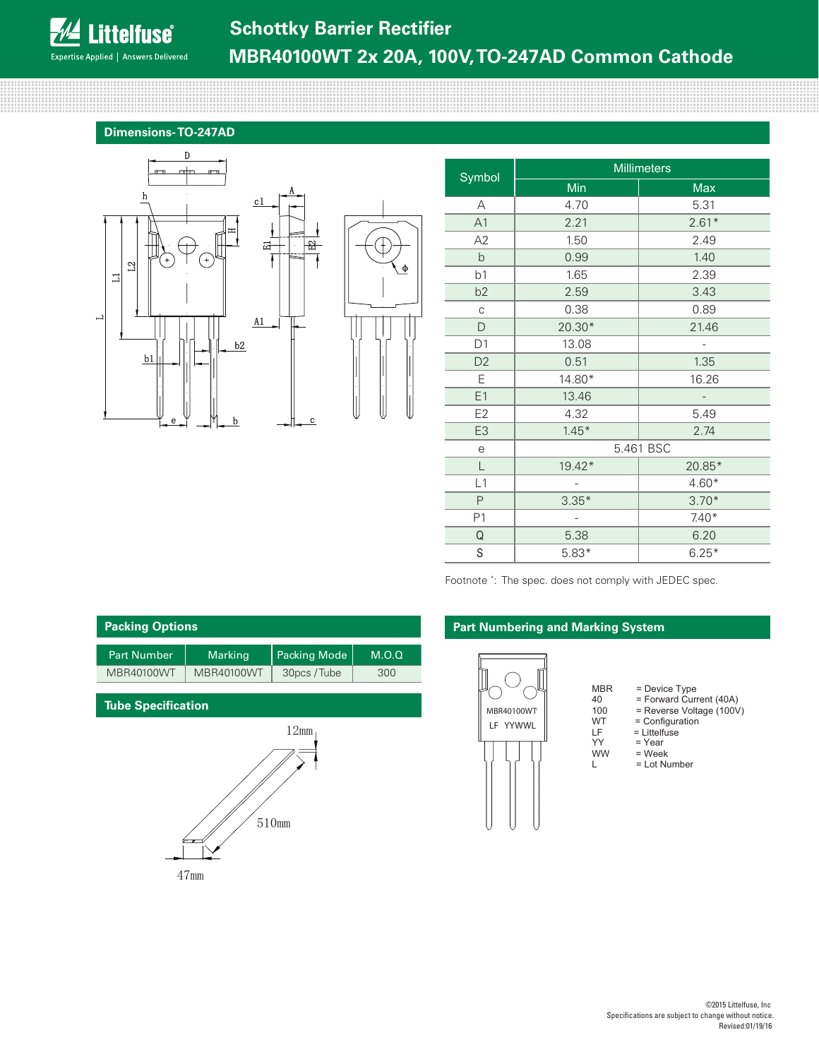## Dimensions- TO-247AD

| Symbol | Millimeters | |
|---|---|---|
| | Min | Max |
| A | 4.70 | 5.31 |
| A1 | 2.21 | 2.61* |
| A2 | 1.50 | 2.49 |
| b | 0.99 | 1.40 |
| b1 | 1.65 | 2.39 |
| b2 | 2.59 | 3.43 |
| c | 0.38 | 0.89 |
| D | 20.30* | 21.46 |
| D1 | 13.08 | - |
| D2 | 0.51 | 1.35 |
| E | 14.80* | 16.26 |
| E1 | 13.46 | - |
| E2 | 4.32 | 5.49 |
| E3 | 1.45* | 2.74 |
| e | 5.461 BSC | |
| L | 19.42* | 20.85* |
| L1 | - | 4.60* |
| P | 3.35* | 3.70* |
| P1 | - | 7.40* |
| Q | 5.38 | 6.20 |
| S | 5.83* | 6.25* |

Footnote *: The spec. does not comply with JEDEC spec.

## Packing Options

| Part Number | Marking | Packing Mode | M.O.Q |
|---|---|---|---|
| MBR40100WT | MBR40100WT | 30pcs / Tube | 300 |

## Tube Specification

12mm

510mm

47mm

## Part Numbering and Marking System

MBR40100WT
LF YYWWL

- MBR = Device Type
- 40 = Forward Current (40A)
- 100 = Reverse Voltage (100V)
- WT = Configuration
- LF = Littelfuse
- YY = Year
- WW = Week
- L = Lot Number

©2015 Littelfuse, Inc
Specifications are subject to change without notice.
Revised:01/19/16